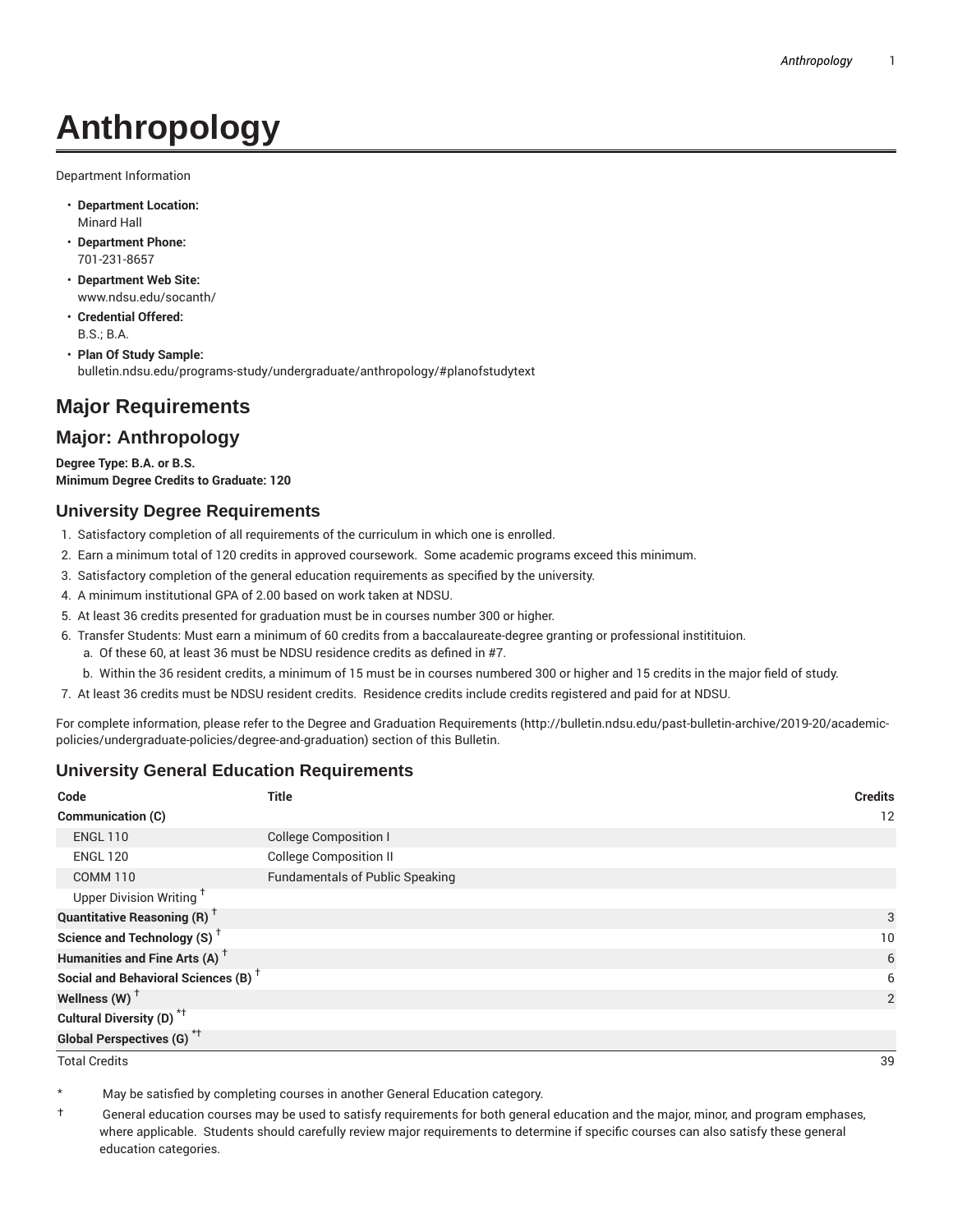# Anthropology

Department Information

- **Department Location:** Minard Hall
- **Department Phone:** 701-231-8657
- **Department Web Site:** www.ndsu.edu/socanth/
- **Credential Offered:** B.S.; B.A.
- **Plan Of Study Sample:** bulletin.ndsu.edu/programs-study/undergraduate/anthropology/#planofstudytext

## Major Requirements

## Major: Anthropology

**Degree Type: B.A. or B.S.**
**Minimum Degree Credits to Graduate: 120**

### University Degree Requirements

1. Satisfactory completion of all requirements of the curriculum in which one is enrolled.
2. Earn a minimum total of 120 credits in approved coursework. Some academic programs exceed this minimum.
3. Satisfactory completion of the general education requirements as specified by the university.
4. A minimum institutional GPA of 2.00 based on work taken at NDSU.
5. At least 36 credits presented for graduation must be in courses number 300 or higher.
6. Transfer Students: Must earn a minimum of 60 credits from a baccalaureate-degree granting or professional instititution.
   a. Of these 60, at least 36 must be NDSU residence credits as defined in #7.
   b. Within the 36 resident credits, a minimum of 15 must be in courses numbered 300 or higher and 15 credits in the major field of study.
7. At least 36 credits must be NDSU resident credits. Residence credits include credits registered and paid for at NDSU.

For complete information, please refer to the Degree and Graduation Requirements (http://bulletin.ndsu.edu/past-bulletin-archive/2019-20/academic-policies/undergraduate-policies/degree-and-graduation) section of this Bulletin.

### University General Education Requirements

| Code | Title | Credits |
|---|---|---|
| **Communication (C)** | | 12 |
| ENGL 110 | College Composition I | |
| ENGL 120 | College Composition II | |
| COMM 110 | Fundamentals of Public Speaking | |
| Upper Division Writing † | | |
| **Quantitative Reasoning (R) †** | | 3 |
| **Science and Technology (S) †** | | 10 |
| **Humanities and Fine Arts (A) †** | | 6 |
| **Social and Behavioral Sciences (B) †** | | 6 |
| **Wellness (W) †** | | 2 |
| **Cultural Diversity (D) *†** | | |
| **Global Perspectives (G) *†** | | |
| Total Credits | | 39 |

\* May be satisfied by completing courses in another General Education category.

† General education courses may be used to satisfy requirements for both general education and the major, minor, and program emphases, where applicable. Students should carefully review major requirements to determine if specific courses can also satisfy these general education categories.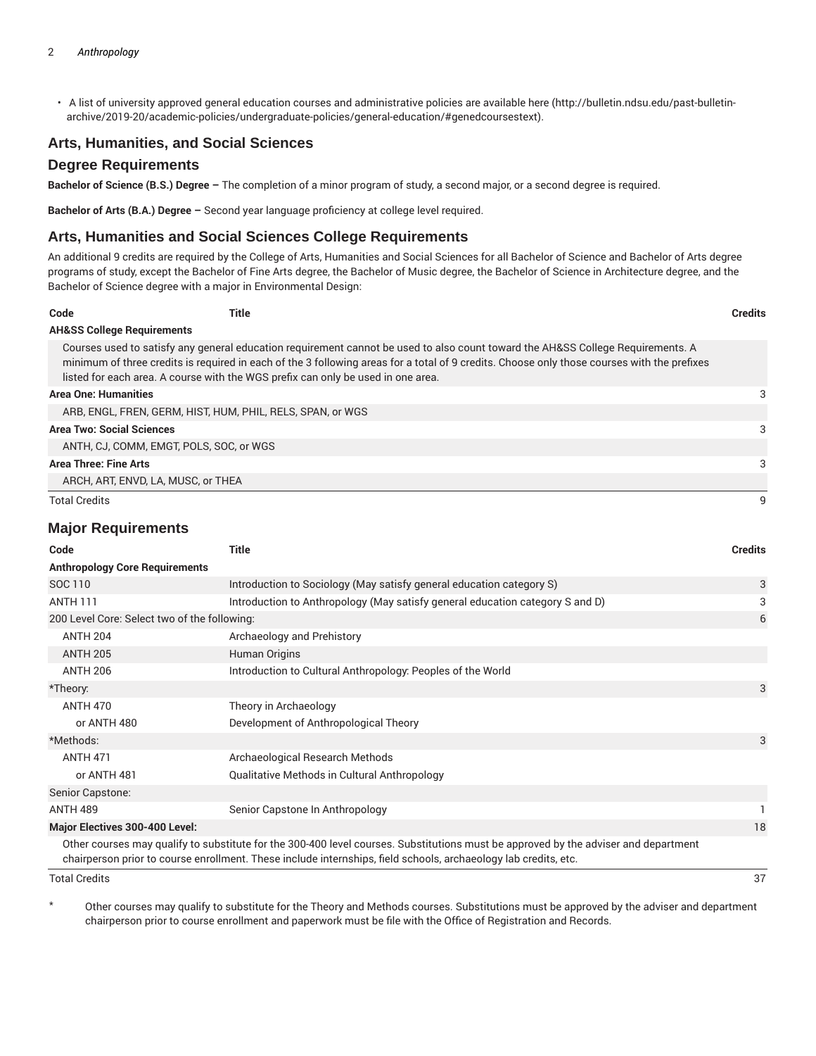- A list of university approved general education courses and administrative policies are available here (http://bulletin.ndsu.edu/past-bulletin-archive/2019-20/academic-policies/undergraduate-policies/general-education/#genedcoursestext).

## Arts, Humanities, and Social Sciences

## Degree Requirements

**Bachelor of Science (B.S.) Degree –** The completion of a minor program of study, a second major, or a second degree is required.

**Bachelor of Arts (B.A.) Degree –** Second year language proficiency at college level required.

## Arts, Humanities and Social Sciences College Requirements

An additional 9 credits are required by the College of Arts, Humanities and Social Sciences for all Bachelor of Science and Bachelor of Arts degree programs of study, except the Bachelor of Fine Arts degree, the Bachelor of Music degree, the Bachelor of Science in Architecture degree, and the Bachelor of Science degree with a major in Environmental Design:

| Code | Title | Credits |
|---|---|---|
| **AH&SS College Requirements** | | |
| Courses used to satisfy any general education requirement cannot be used to also count toward the AH&SS College Requirements. A minimum of three credits is required in each of the 3 following areas for a total of 9 credits. Choose only those courses with the prefixes listed for each area. A course with the WGS prefix can only be used in one area. | | |
| **Area One: Humanities** | | 3 |
| ARB, ENGL, FREN, GERM, HIST, HUM, PHIL, RELS, SPAN, or WGS | | |
| **Area Two: Social Sciences** | | 3 |
| ANTH, CJ, COMM, EMGT, POLS, SOC, or WGS | | |
| **Area Three: Fine Arts** | | 3 |
| ARCH, ART, ENVD, LA, MUSC, or THEA | | |
| Total Credits | | 9 |

## Major Requirements

| Code | Title | Credits |
|---|---|---|
| **Anthropology Core Requirements** | | |
| SOC 110 | Introduction to Sociology (May satisfy general education category S) | 3 |
| ANTH 111 | Introduction to Anthropology (May satisfy general education category S and D) | 3 |
| 200 Level Core: Select two of the following: | | 6 |
| ANTH 204 | Archaeology and Prehistory | |
| ANTH 205 | Human Origins | |
| ANTH 206 | Introduction to Cultural Anthropology: Peoples of the World | |
| *Theory: | | 3 |
| ANTH 470 | Theory in Archaeology | |
| or ANTH 480 | Development of Anthropological Theory | |
| *Methods: | | 3 |
| ANTH 471 | Archaeological Research Methods | |
| or ANTH 481 | Qualitative Methods in Cultural Anthropology | |
| Senior Capstone: | | |
| ANTH 489 | Senior Capstone In Anthropology | 1 |
| **Major Electives 300-400 Level:** | | 18 |
| Other courses may qualify to substitute for the 300-400 level courses. Substitutions must be approved by the adviser and department chairperson prior to course enrollment. These include internships, field schools, archaeology lab credits, etc. | | |
| Total Credits | | 37 |

\* Other courses may qualify to substitute for the Theory and Methods courses. Substitutions must be approved by the adviser and department chairperson prior to course enrollment and paperwork must be file with the Office of Registration and Records.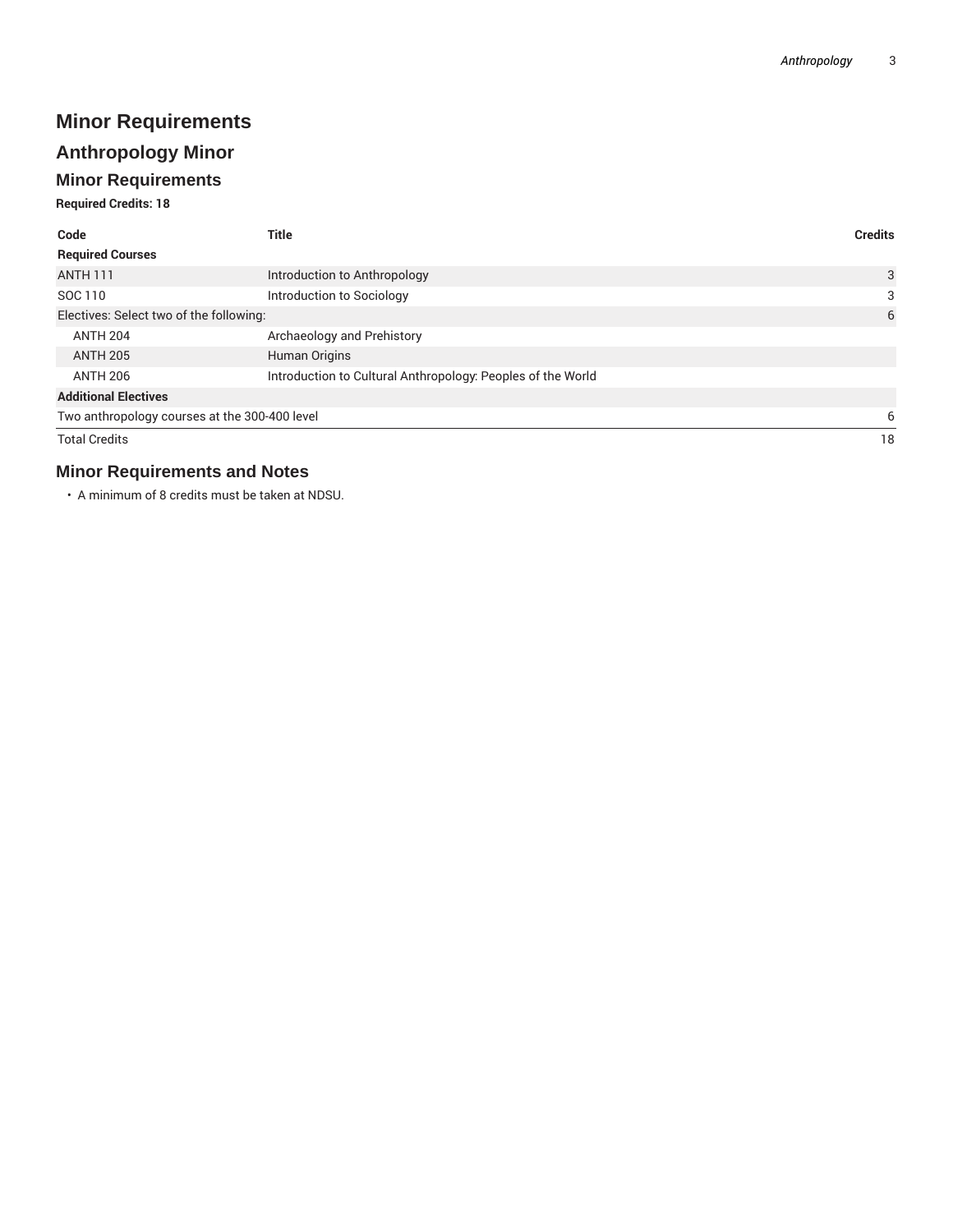# Minor Requirements

## Anthropology Minor

### Minor Requirements

**Required Credits: 18**

| Code | Title | Credits |
|---|---|---|
| **Required Courses** | | |
| ANTH 111 | Introduction to Anthropology | 3 |
| SOC 110 | Introduction to Sociology | 3 |
| Electives: Select two of the following: | | 6 |
| ANTH 204 | Archaeology and Prehistory | |
| ANTH 205 | Human Origins | |
| ANTH 206 | Introduction to Cultural Anthropology: Peoples of the World | |
| **Additional Electives** | | |
| Two anthropology courses at the 300-400 level | | 6 |
| Total Credits | | 18 |

### Minor Requirements and Notes

- A minimum of 8 credits must be taken at NDSU.